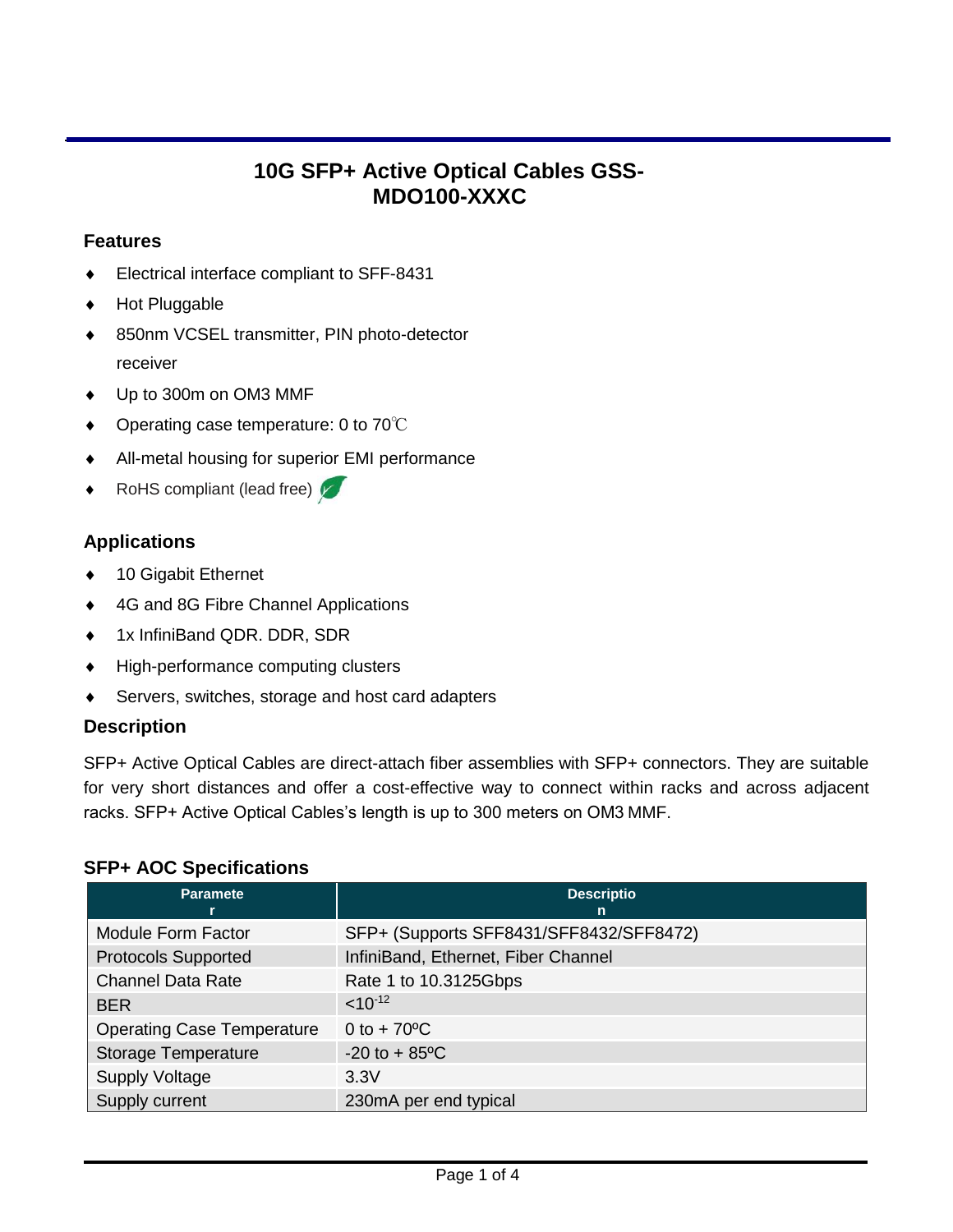# 10G SFP+ Active Optical Cables GSS-MDO100-XXXC

## Features

- Electrical interface compliant to SFF-8431
- Hot Pluggable
- 850nm VCSEL transmitter, PIN photo-detector receiver
- Up to 300m on OM3 MMF
- Operating case temperature: 0 to 70℃
- All-metal housing for superior EMI performance
- RoHS compliant (lead free)

## Applications

- 10 Gigabit Ethernet
- 4G and 8G Fibre Channel Applications
- 1x InfiniBand QDR. DDR, SDR
- High-performance computing clusters
- Servers, switches, storage and host card adapters

## Description

SFP+ Active Optical Cables are direct-attach fiber assemblies with SFP+ connectors. They are suitable for very short distances and offer a cost-effective way to connect within racks and across adjacent racks. SFP+ Active Optical Cables's length is up to 300 meters on OM3 MMF.

## SFP+ AOC Specifications

| Parameter | Description |
|---|---|
| Module Form Factor | SFP+ (Supports SFF8431/SFF8432/SFF8472) |
| Protocols Supported | InfiniBand, Ethernet, Fiber Channel |
| Channel Data Rate | Rate 1 to 10.3125Gbps |
| BER | $<10^{-12}$ |
| Operating Case Temperature | 0 to + 70ºC |
| Storage Temperature | -20 to + 85ºC |
| Supply Voltage | 3.3V |
| Supply current | 230mA per end typical |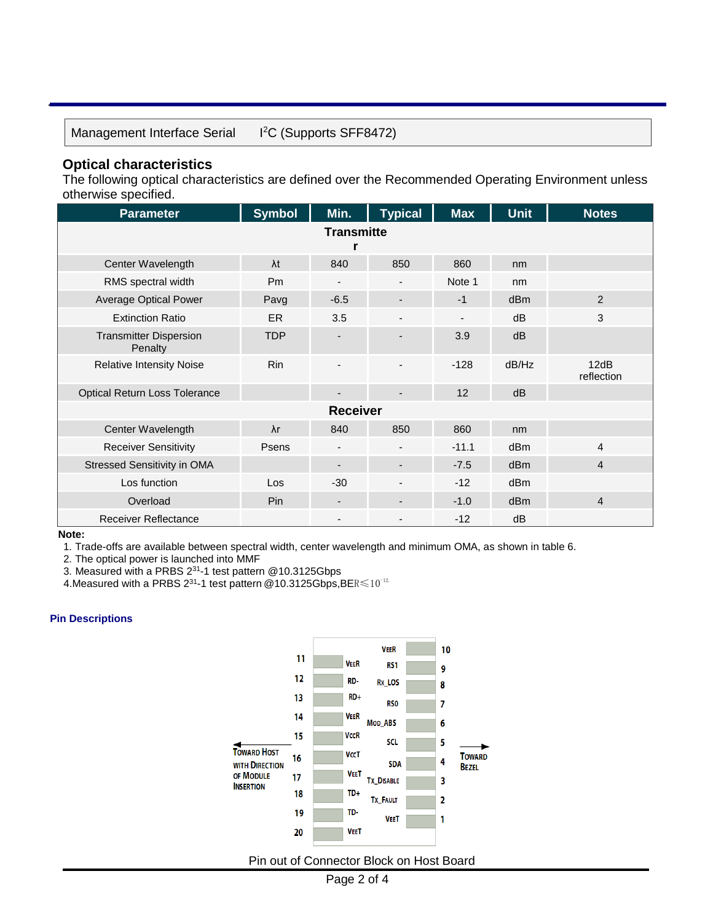| Management Interface Serial | I$^2$C (Supports SFF8472) |
|---|---|

## Optical characteristics

The following optical characteristics are defined over the Recommended Operating Environment unless otherwise specified.

| Parameter | Symbol | Min. | Typical | Max | Unit | Notes |
|---|---|---|---|---|---|---|
| **Transmitter** | | | | | | |
| Center Wavelength | λt | 840 | 850 | 860 | nm | |
| RMS spectral width | Pm | - | - | Note 1 | nm | |
| Average Optical Power | Pavg | -6.5 | - | -1 | dBm | 2 |
| Extinction Ratio | ER | 3.5 | - | - | dB | 3 |
| Transmitter Dispersion Penalty | TDP | - | - | 3.9 | dB | |
| Relative Intensity Noise | Rin | - | - | -128 | dB/Hz | 12dB reflection |
| Optical Return Loss Tolerance | | - | - | 12 | dB | |
| **Receiver** | | | | | | |
| Center Wavelength | λr | 840 | 850 | 860 | nm | |
| Receiver Sensitivity | Psens | - | - | -11.1 | dBm | 4 |
| Stressed Sensitivity in OMA | | - | - | -7.5 | dBm | 4 |
| Los function | Los | -30 | - | -12 | dBm | |
| Overload | Pin | - | - | -1.0 | dBm | 4 |
| Receiver Reflectance | | - | - | -12 | dB | |

**Note:**

1. Trade-offs are available between spectral width, center wavelength and minimum OMA, as shown in table 6.
2. The optical power is launched into MMF
3. Measured with a PRBS $2^{31}$-1 test pattern @10.3125Gbps
4. Measured with a PRBS $2^{31}$-1 test pattern @10.3125Gbps, BER $\leq 10^{-12}$.

### Pin Descriptions

| Pin | Name | Pin | Name |
|---|---|---|---|
| 11 | VeeR | 10 | VeeR |
| 12 | RD- | 9 | RS1 |
| 13 | RD+ | 8 | Rx_LOS |
| 14 | VeeR | 7 | RS0 |
| 15 | VccR | 6 | Mod_ABS |
| 16 | VccT | 5 | SCL |
| 17 | VeeT | 4 | SDA |
| 18 | TD+ | 3 | Tx_Disable |
| 19 | TD- | 2 | Tx_Fault |
| 20 | VeeT | 1 | VeeT |

Toward Host with Direction of Module Insertion ← → Toward Bezel

Pin out of Connector Block on Host Board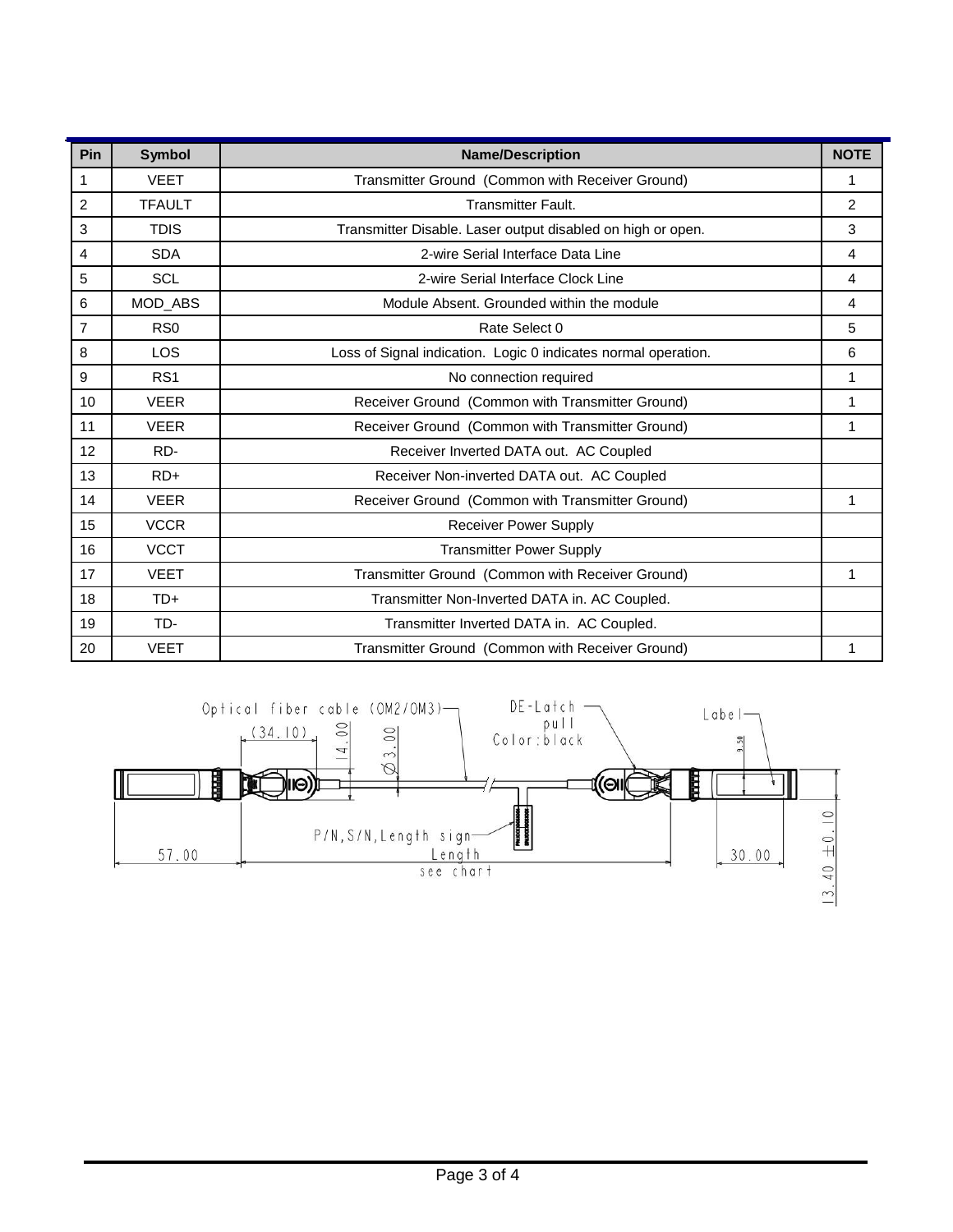| Pin | Symbol | Name/Description | NOTE |
|---|---|---|---|
| 1 | VEET | Transmitter Ground (Common with Receiver Ground) | 1 |
| 2 | TFAULT | Transmitter Fault. | 2 |
| 3 | TDIS | Transmitter Disable. Laser output disabled on high or open. | 3 |
| 4 | SDA | 2-wire Serial Interface Data Line | 4 |
| 5 | SCL | 2-wire Serial Interface Clock Line | 4 |
| 6 | MOD_ABS | Module Absent. Grounded within the module | 4 |
| 7 | RS0 | Rate Select 0 | 5 |
| 8 | LOS | Loss of Signal indication. Logic 0 indicates normal operation. | 6 |
| 9 | RS1 | No connection required | 1 |
| 10 | VEER | Receiver Ground (Common with Transmitter Ground) | 1 |
| 11 | VEER | Receiver Ground (Common with Transmitter Ground) | 1 |
| 12 | RD- | Receiver Inverted DATA out. AC Coupled | |
| 13 | RD+ | Receiver Non-inverted DATA out. AC Coupled | |
| 14 | VEER | Receiver Ground (Common with Transmitter Ground) | 1 |
| 15 | VCCR | Receiver Power Supply | |
| 16 | VCCT | Transmitter Power Supply | |
| 17 | VEET | Transmitter Ground (Common with Receiver Ground) | 1 |
| 18 | TD+ | Transmitter Non-Inverted DATA in. AC Coupled. | |
| 19 | TD- | Transmitter Inverted DATA in. AC Coupled. | |
| 20 | VEET | Transmitter Ground (Common with Receiver Ground) | 1 |

Optical fiber cable (OM2/OM3)

DE-Latch pull Color:black

Label

(34.10)

14.00

Ø3.00

9.50

P/N,S/N,Length sign

57.00

Length see chart

30.00

13.40 ±0.10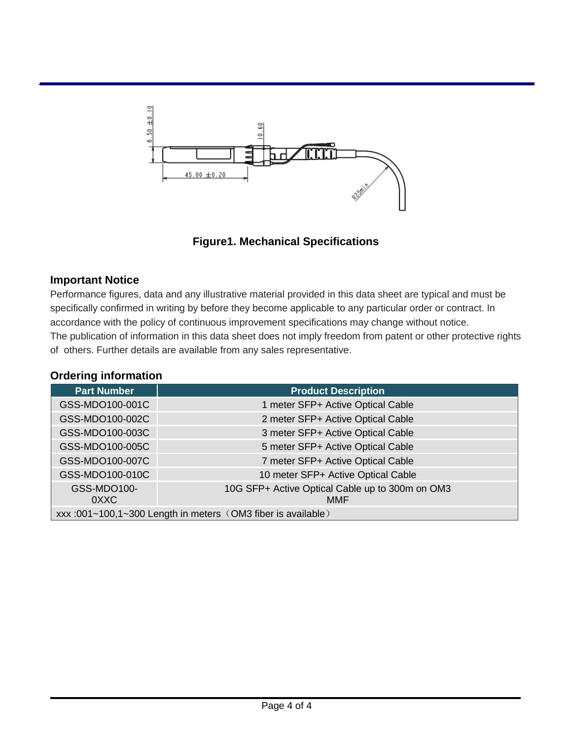8.50 ±0.10

10.60

45.00 ±0.20

R25min

**Figure1. Mechanical Specifications**

### Important Notice

Performance figures, data and any illustrative material provided in this data sheet are typical and must be specifically confirmed in writing by before they become applicable to any particular order or contract. In accordance with the policy of continuous improvement specifications may change without notice.
The publication of information in this data sheet does not imply freedom from patent or other protective rights of others. Further details are available from any sales representative.

### Ordering information

| Part Number | Product Description |
|---|---|
| GSS-MDO100-001C | 1 meter SFP+ Active Optical Cable |
| GSS-MDO100-002C | 2 meter SFP+ Active Optical Cable |
| GSS-MDO100-003C | 3 meter SFP+ Active Optical Cable |
| GSS-MDO100-005C | 5 meter SFP+ Active Optical Cable |
| GSS-MDO100-007C | 7 meter SFP+ Active Optical Cable |
| GSS-MDO100-010C | 10 meter SFP+ Active Optical Cable |
| GSS-MDO100-0XXC | 10G SFP+ Active Optical Cable up to 300m on OM3 MMF |
| xxx :001~100,1~300 Length in meters（OM3 fiber is available） | |